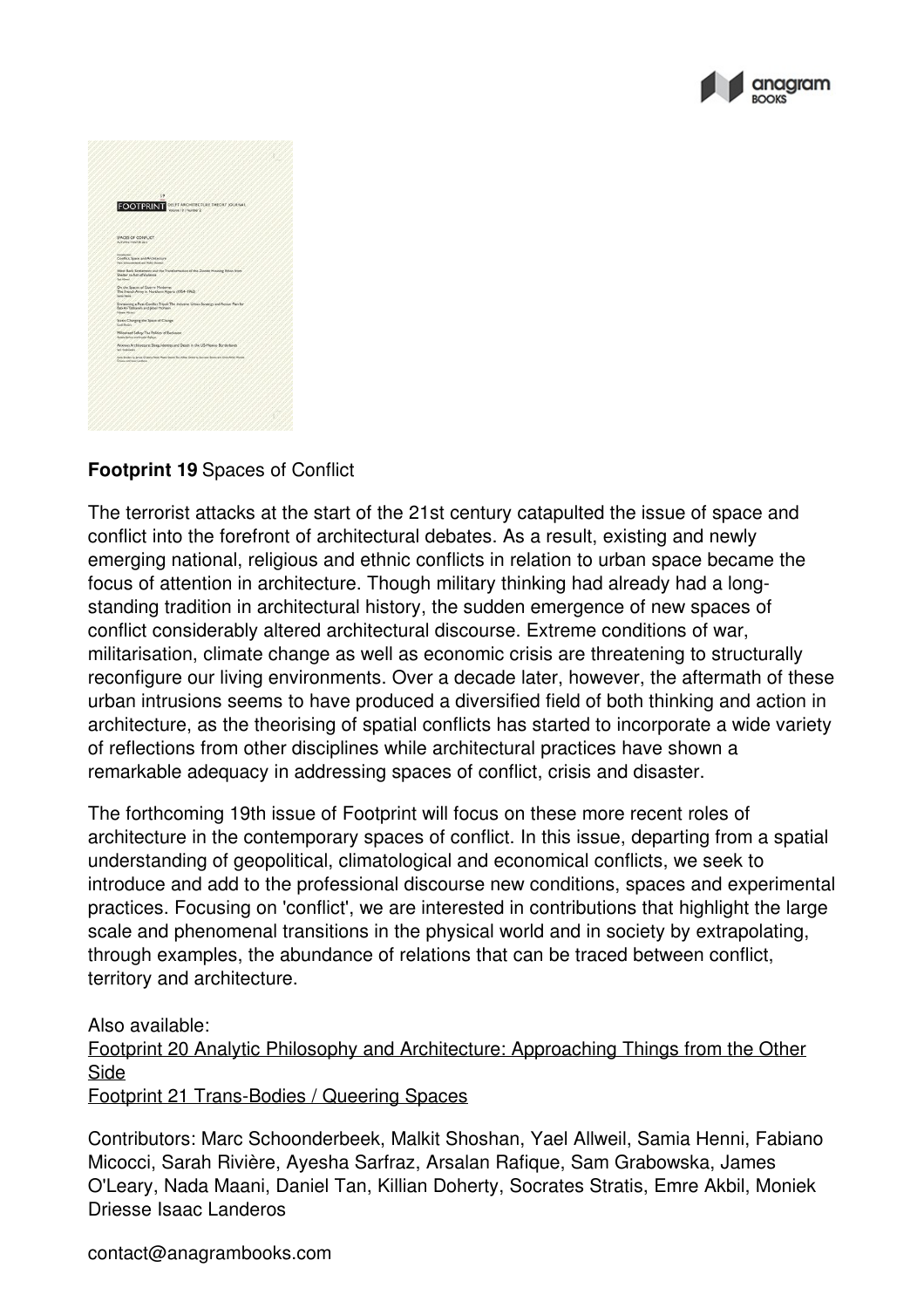**Footprint 19** Spaces of Conflict

The terrorist attacks at the start of the 21st century catapulted the issue of space and conflict into the forefront of architectural debates. As a result, existing and newly emerging national, religious and ethnic conflicts in relation to urban space became the focus of attention in architecture. Though military thinking had already had a long-standing tradition in architectural history, the sudden emergence of new spaces of conflict considerably altered architectural discourse. Extreme conditions of war, militarisation, climate change as well as economic crisis are threatening to structurally reconfigure our living environments. Over a decade later, however, the aftermath of these urban intrusions seems to have produced a diversified field of both thinking and action in architecture, as the theorising of spatial conflicts has started to incorporate a wide variety of reflections from other disciplines while architectural practices have shown a remarkable adequacy in addressing spaces of conflict, crisis and disaster.

The forthcoming 19th issue of Footprint will focus on these more recent roles of architecture in the contemporary spaces of conflict. In this issue, departing from a spatial understanding of geopolitical, climatological and economical conflicts, we seek to introduce and add to the professional discourse new conditions, spaces and experimental practices. Focusing on 'conflict', we are interested in contributions that highlight the large scale and phenomenal transitions in the physical world and in society by extrapolating, through examples, the abundance of relations that can be traced between conflict, territory and architecture.

Also available:
[Footprint 20 Analytic Philosophy and Architecture: Approaching Things from the Other Side]
[Footprint 21 Trans-Bodies / Queering Spaces]

Contributors: Marc Schoonderbeek, Malkit Shoshan, Yael Allweil, Samia Henni, Fabiano Micocci, Sarah Rivière, Ayesha Sarfraz, Arsalan Rafique, Sam Grabowska, James O'Leary, Nada Maani, Daniel Tan, Killian Doherty, Socrates Stratis, Emre Akbil, Moniek Driesse Isaac Landeros

contact@anagrambooks.com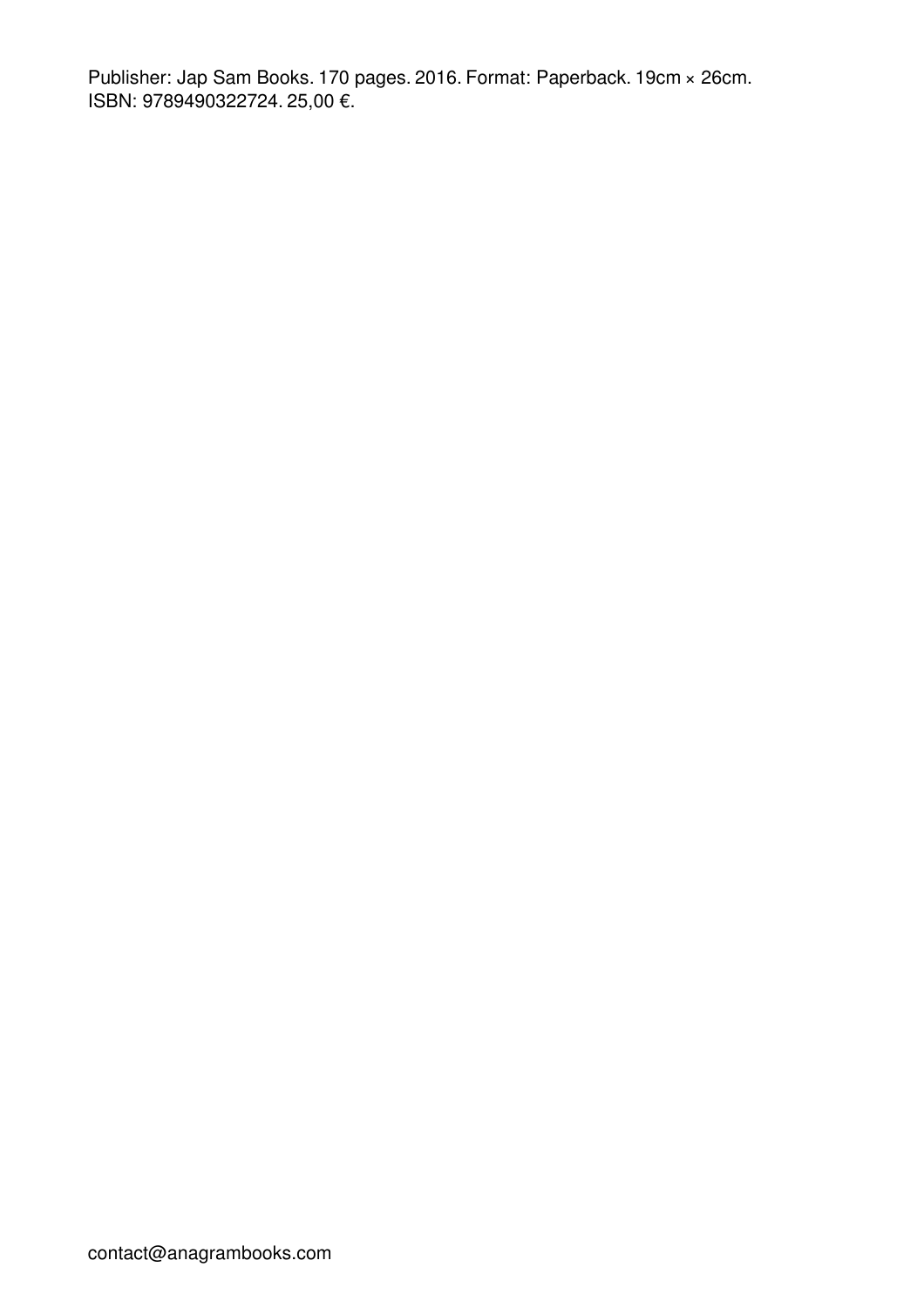Publisher: Jap Sam Books. 170 pages. 2016. Format: Paperback. 19cm × 26cm.
ISBN: 9789490322724. 25,00 €.

contact@anagrambooks.com